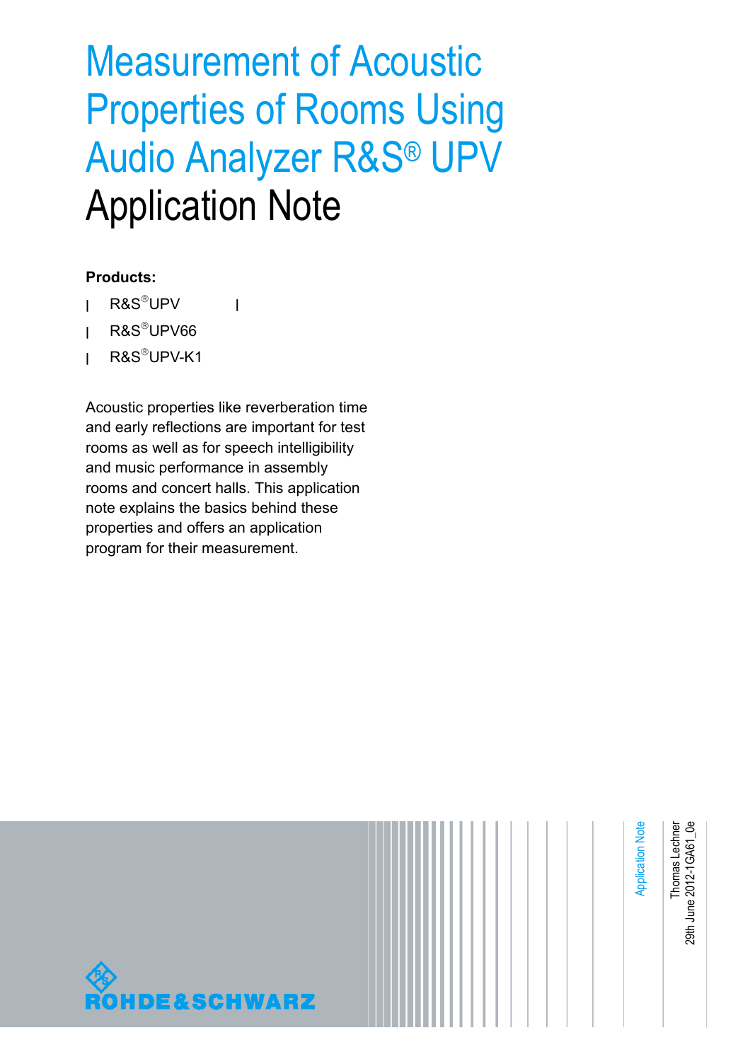# Measurement of Acoustic Properties of Rooms Using Audio Analyzer R&S® UPV

# Application Note

**Products:**

- R&S®UPV
- R&S®UPV66
- R&S®UPV-K1

Acoustic properties like reverberation time and early reflections are important for test rooms as well as for speech intelligibility and music performance in assembly rooms and concert halls. This application note explains the basics behind these properties and offers an application program for their measurement.

Application Note

Thomas Lechner
29th June 2012-1GA61_0e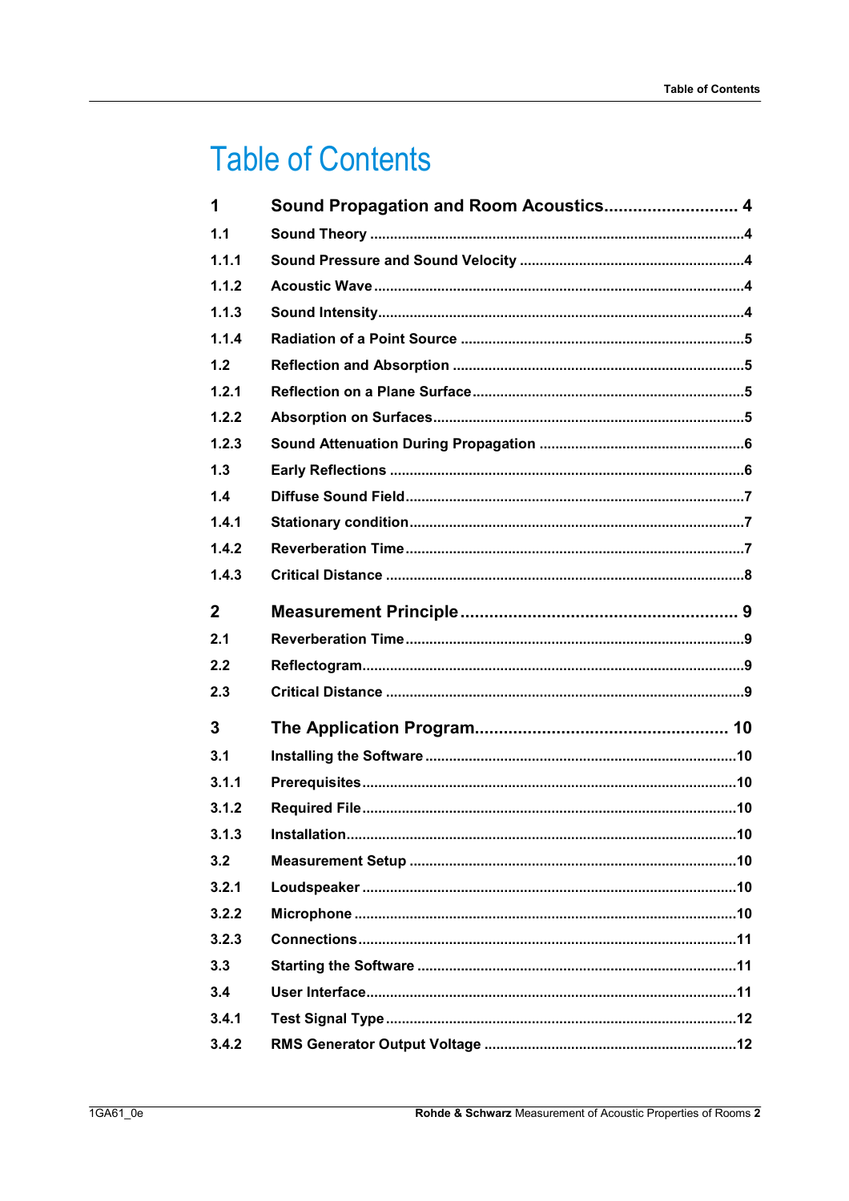# Table of Contents

| | | |
|---|---|---|
| **1** | **Sound Propagation and Room Acoustics** | **4** |
| 1.1 | Sound Theory | 4 |
| 1.1.1 | Sound Pressure and Sound Velocity | 4 |
| 1.1.2 | Acoustic Wave | 4 |
| 1.1.3 | Sound Intensity | 4 |
| 1.1.4 | Radiation of a Point Source | 5 |
| 1.2 | Reflection and Absorption | 5 |
| 1.2.1 | Reflection on a Plane Surface | 5 |
| 1.2.2 | Absorption on Surfaces | 5 |
| 1.2.3 | Sound Attenuation During Propagation | 6 |
| 1.3 | Early Reflections | 6 |
| 1.4 | Diffuse Sound Field | 7 |
| 1.4.1 | Stationary condition | 7 |
| 1.4.2 | Reverberation Time | 7 |
| 1.4.3 | Critical Distance | 8 |
| **2** | **Measurement Principle** | **9** |
| 2.1 | Reverberation Time | 9 |
| 2.2 | Reflectogram | 9 |
| 2.3 | Critical Distance | 9 |
| **3** | **The Application Program** | **10** |
| 3.1 | Installing the Software | 10 |
| 3.1.1 | Prerequisites | 10 |
| 3.1.2 | Required File | 10 |
| 3.1.3 | Installation | 10 |
| 3.2 | Measurement Setup | 10 |
| 3.2.1 | Loudspeaker | 10 |
| 3.2.2 | Microphone | 10 |
| 3.2.3 | Connections | 11 |
| 3.3 | Starting the Software | 11 |
| 3.4 | User Interface | 11 |
| 3.4.1 | Test Signal Type | 12 |
| 3.4.2 | RMS Generator Output Voltage | 12 |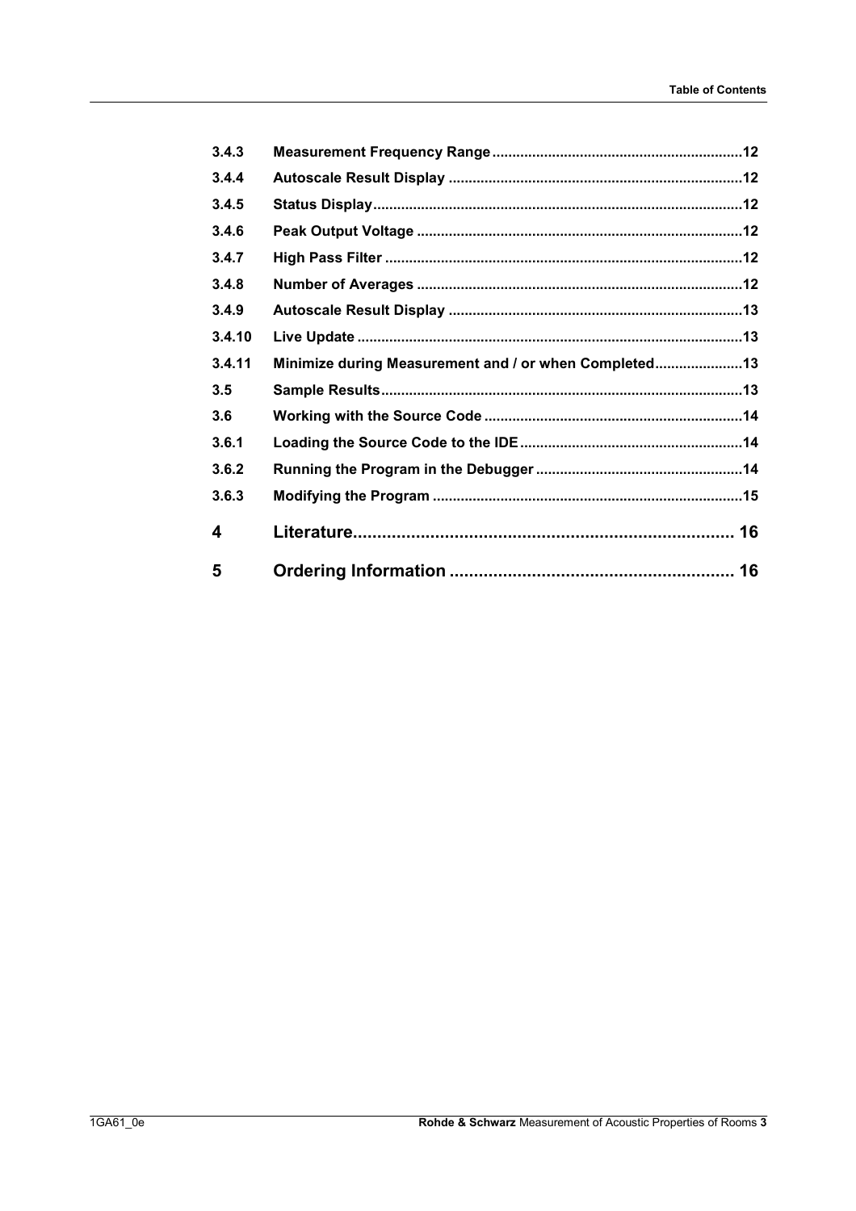| | | |
|---|---|---|
| 3.4.3 | Measurement Frequency Range | 12 |
| 3.4.4 | Autoscale Result Display | 12 |
| 3.4.5 | Status Display | 12 |
| 3.4.6 | Peak Output Voltage | 12 |
| 3.4.7 | High Pass Filter | 12 |
| 3.4.8 | Number of Averages | 12 |
| 3.4.9 | Autoscale Result Display | 13 |
| 3.4.10 | Live Update | 13 |
| 3.4.11 | Minimize during Measurement and / or when Completed | 13 |
| 3.5 | Sample Results | 13 |
| 3.6 | Working with the Source Code | 14 |
| 3.6.1 | Loading the Source Code to the IDE | 14 |
| 3.6.2 | Running the Program in the Debugger | 14 |
| 3.6.3 | Modifying the Program | 15 |
| **4** | **Literature** | **16** |
| **5** | **Ordering Information** | **16** |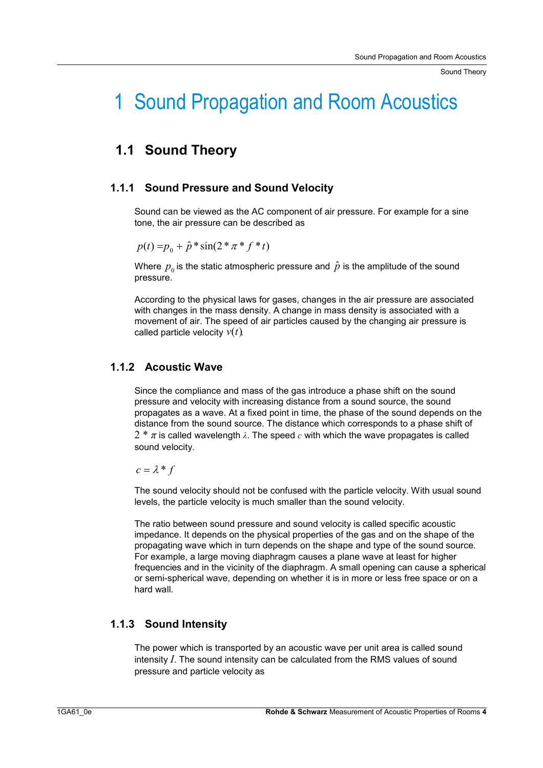# 1 Sound Propagation and Room Acoustics

## 1.1 Sound Theory

### 1.1.1 Sound Pressure and Sound Velocity

Sound can be viewed as the AC component of air pressure. For example for a sine tone, the air pressure can be described as

$$p(t) = p_0 + \hat{p} * \sin(2 * \pi * f * t)$$

Where $p_0$ is the static atmospheric pressure and $\hat{p}$ is the amplitude of the sound pressure.

According to the physical laws for gases, changes in the air pressure are associated with changes in the mass density. A change in mass density is associated with a movement of air. The speed of air particles caused by the changing air pressure is called particle velocity $v(t)$.

### 1.1.2 Acoustic Wave

Since the compliance and mass of the gas introduce a phase shift on the sound pressure and velocity with increasing distance from a sound source, the sound propagates as a wave. At a fixed point in time, the phase of the sound depends on the distance from the sound source. The distance which corresponds to a phase shift of $2 * \pi$ is called wavelength $\lambda$. The speed $c$ with which the wave propagates is called sound velocity.

$$c = \lambda * f$$

The sound velocity should not be confused with the particle velocity. With usual sound levels, the particle velocity is much smaller than the sound velocity.

The ratio between sound pressure and sound velocity is called specific acoustic impedance. It depends on the physical properties of the gas and on the shape of the propagating wave which in turn depends on the shape and type of the sound source. For example, a large moving diaphragm causes a plane wave at least for higher frequencies and in the vicinity of the diaphragm. A small opening can cause a spherical or semi-spherical wave, depending on whether it is in more or less free space or on a hard wall.

### 1.1.3 Sound Intensity

The power which is transported by an acoustic wave per unit area is called sound intensity $I$. The sound intensity can be calculated from the RMS values of sound pressure and particle velocity as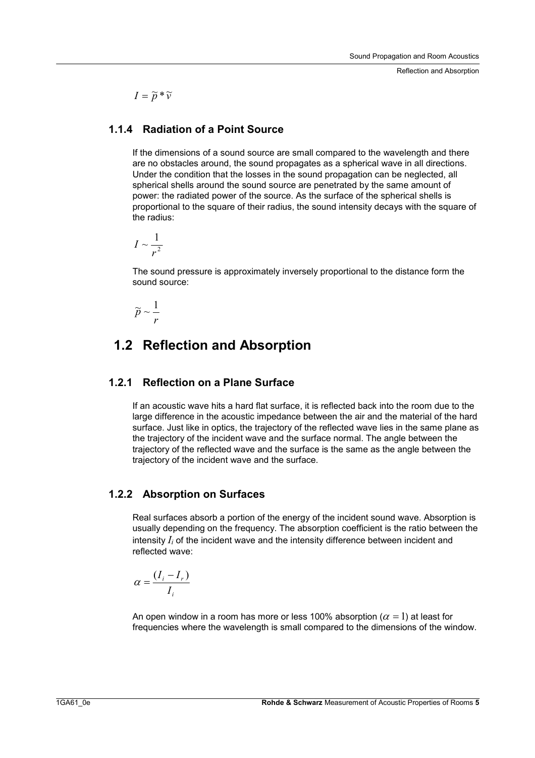$$I = \tilde{p} * \tilde{v}$$

### 1.1.4 Radiation of a Point Source

If the dimensions of a sound source are small compared to the wavelength and there are no obstacles around, the sound propagates as a spherical wave in all directions. Under the condition that the losses in the sound propagation can be neglected, all spherical shells around the sound source are penetrated by the same amount of power: the radiated power of the source. As the surface of the spherical shells is proportional to the square of their radius, the sound intensity decays with the square of the radius:

$$I \sim \frac{1}{r^2}$$

The sound pressure is approximately inversely proportional to the distance form the sound source:

$$\tilde{p} \sim \frac{1}{r}$$

## 1.2 Reflection and Absorption

### 1.2.1 Reflection on a Plane Surface

If an acoustic wave hits a hard flat surface, it is reflected back into the room due to the large difference in the acoustic impedance between the air and the material of the hard surface. Just like in optics, the trajectory of the reflected wave lies in the same plane as the trajectory of the incident wave and the surface normal. The angle between the trajectory of the reflected wave and the surface is the same as the angle between the trajectory of the incident wave and the surface.

### 1.2.2 Absorption on Surfaces

Real surfaces absorb a portion of the energy of the incident sound wave. Absorption is usually depending on the frequency. The absorption coefficient is the ratio between the intensity $I_i$ of the incident wave and the intensity difference between incident and reflected wave:

$$\alpha = \frac{(I_i - I_r)}{I_i}$$

An open window in a room has more or less 100% absorption ($\alpha = 1$) at least for frequencies where the wavelength is small compared to the dimensions of the window.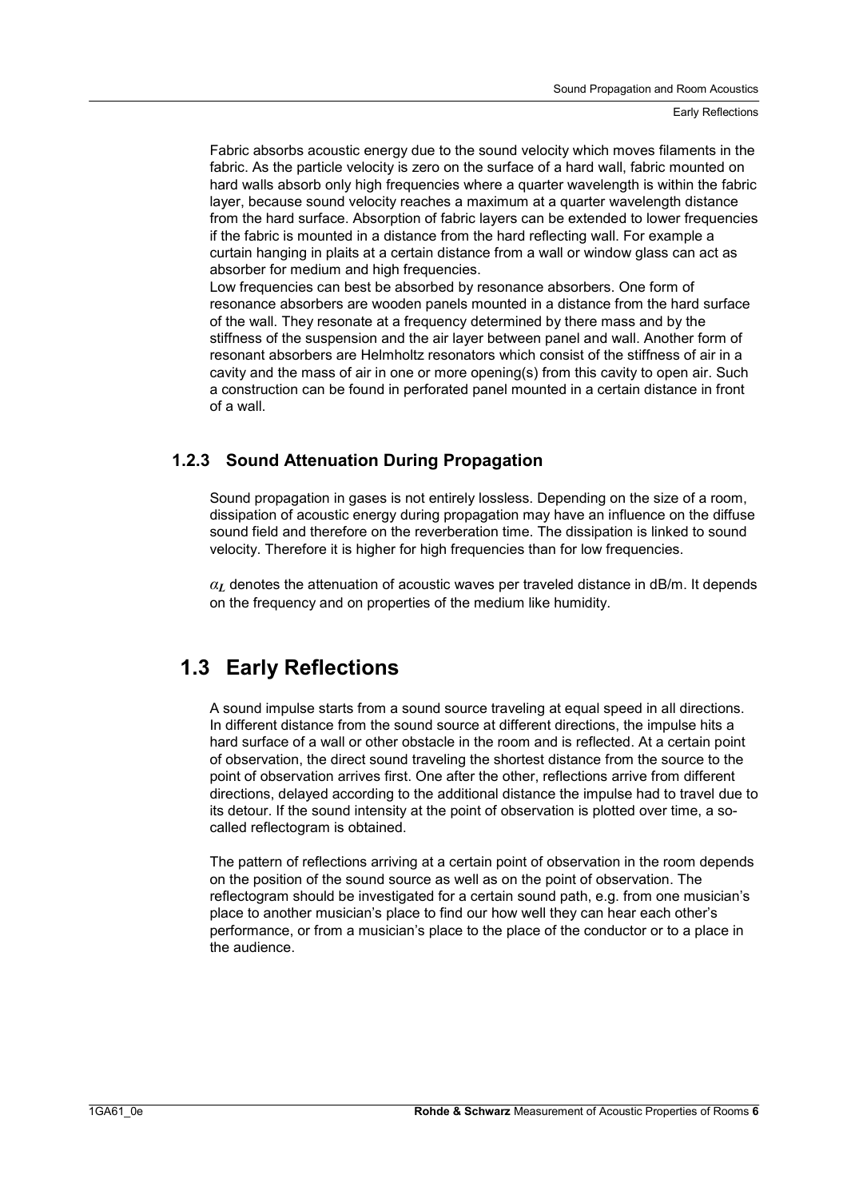Fabric absorbs acoustic energy due to the sound velocity which moves filaments in the fabric. As the particle velocity is zero on the surface of a hard wall, fabric mounted on hard walls absorb only high frequencies where a quarter wavelength is within the fabric layer, because sound velocity reaches a maximum at a quarter wavelength distance from the hard surface. Absorption of fabric layers can be extended to lower frequencies if the fabric is mounted in a distance from the hard reflecting wall. For example a curtain hanging in plaits at a certain distance from a wall or window glass can act as absorber for medium and high frequencies.
Low frequencies can best be absorbed by resonance absorbers. One form of resonance absorbers are wooden panels mounted in a distance from the hard surface of the wall. They resonate at a frequency determined by there mass and by the stiffness of the suspension and the air layer between panel and wall. Another form of resonant absorbers are Helmholtz resonators which consist of the stiffness of air in a cavity and the mass of air in one or more opening(s) from this cavity to open air. Such a construction can be found in perforated panel mounted in a certain distance in front of a wall.

### 1.2.3 Sound Attenuation During Propagation

Sound propagation in gases is not entirely lossless. Depending on the size of a room, dissipation of acoustic energy during propagation may have an influence on the diffuse sound field and therefore on the reverberation time. The dissipation is linked to sound velocity. Therefore it is higher for high frequencies than for low frequencies.

$\alpha_L$ denotes the attenuation of acoustic waves per traveled distance in dB/m. It depends on the frequency and on properties of the medium like humidity.

## 1.3 Early Reflections

A sound impulse starts from a sound source traveling at equal speed in all directions. In different distance from the sound source at different directions, the impulse hits a hard surface of a wall or other obstacle in the room and is reflected. At a certain point of observation, the direct sound traveling the shortest distance from the source to the point of observation arrives first. One after the other, reflections arrive from different directions, delayed according to the additional distance the impulse had to travel due to its detour. If the sound intensity at the point of observation is plotted over time, a so-called reflectogram is obtained.

The pattern of reflections arriving at a certain point of observation in the room depends on the position of the sound source as well as on the point of observation. The reflectogram should be investigated for a certain sound path, e.g. from one musician's place to another musician's place to find our how well they can hear each other's performance, or from a musician's place to the place of the conductor or to a place in the audience.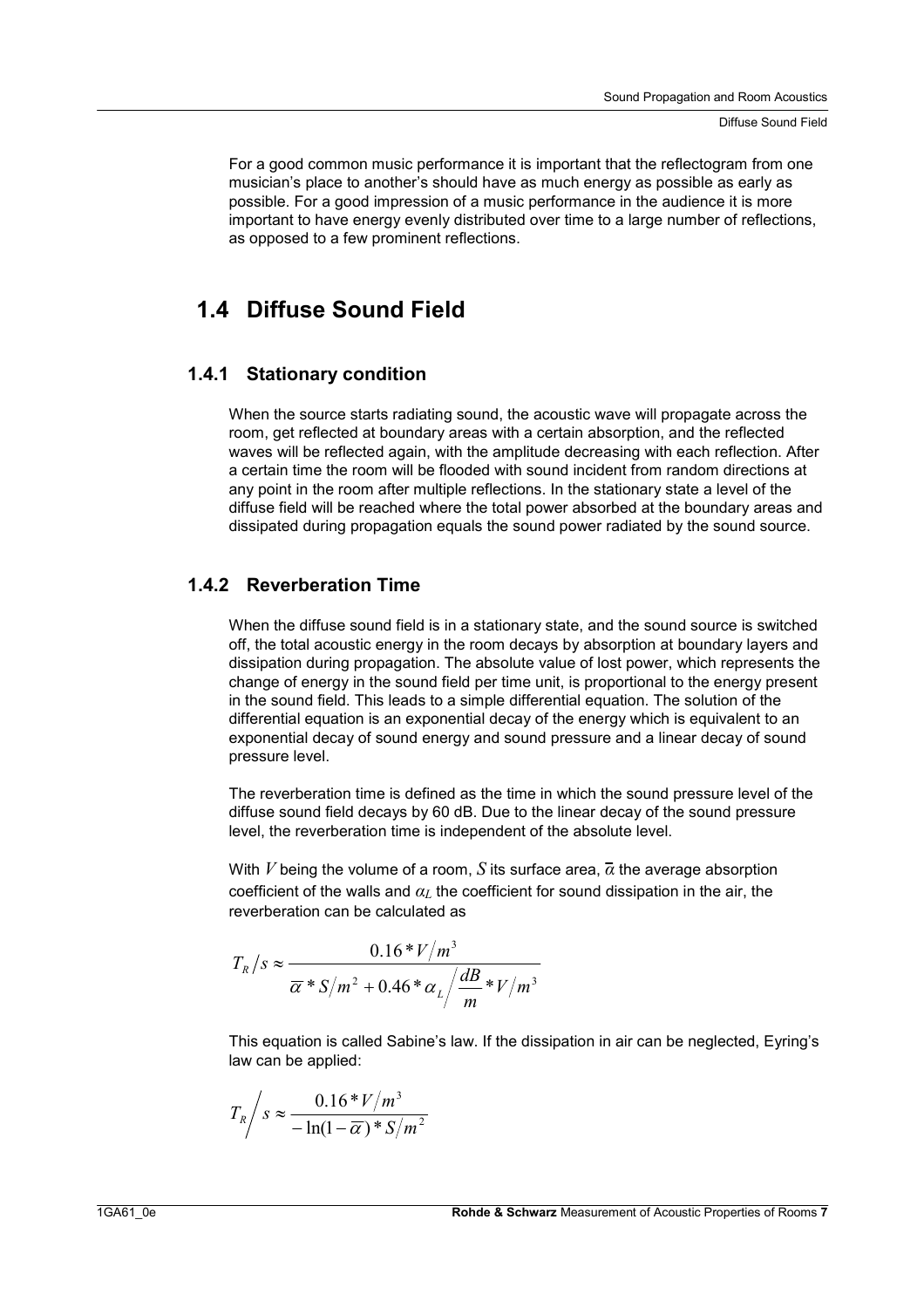For a good common music performance it is important that the reflectogram from one musician's place to another's should have as much energy as possible as early as possible. For a good impression of a music performance in the audience it is more important to have energy evenly distributed over time to a large number of reflections, as opposed to a few prominent reflections.

## 1.4 Diffuse Sound Field

### 1.4.1 Stationary condition

When the source starts radiating sound, the acoustic wave will propagate across the room, get reflected at boundary areas with a certain absorption, and the reflected waves will be reflected again, with the amplitude decreasing with each reflection. After a certain time the room will be flooded with sound incident from random directions at any point in the room after multiple reflections. In the stationary state a level of the diffuse field will be reached where the total power absorbed at the boundary areas and dissipated during propagation equals the sound power radiated by the sound source.

### 1.4.2 Reverberation Time

When the diffuse sound field is in a stationary state, and the sound source is switched off, the total acoustic energy in the room decays by absorption at boundary layers and dissipation during propagation. The absolute value of lost power, which represents the change of energy in the sound field per time unit, is proportional to the energy present in the sound field. This leads to a simple differential equation. The solution of the differential equation is an exponential decay of the energy which is equivalent to an exponential decay of sound energy and sound pressure and a linear decay of sound pressure level.

The reverberation time is defined as the time in which the sound pressure level of the diffuse sound field decays by 60 dB. Due to the linear decay of the sound pressure level, the reverberation time is independent of the absolute level.

With $V$ being the volume of a room, $S$ its surface area, $\overline{\alpha}$ the average absorption coefficient of the walls and $\alpha_L$ the coefficient for sound dissipation in the air, the reverberation can be calculated as

$$T_R/s \approx \frac{0.16 * V/m^3}{\overline{\alpha} * S/m^2 + 0.46 * \alpha_L \Big/ \frac{dB}{m} * V/m^3}$$

This equation is called Sabine's law. If the dissipation in air can be neglected, Eyring's law can be applied:

$$T_R \Big/ s \approx \frac{0.16 * V/m^3}{-\ln(1-\overline{\alpha}) * S/m^2}$$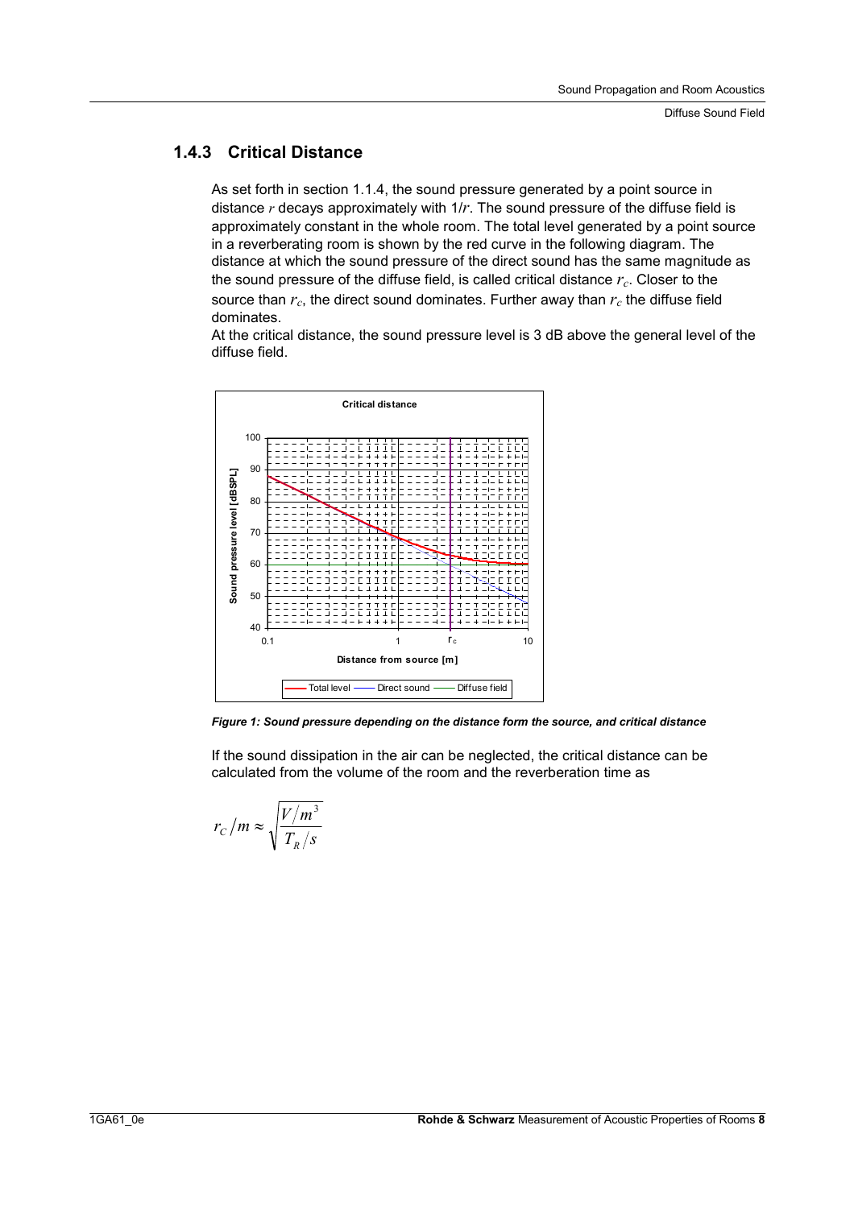### 1.4.3 Critical Distance

As set forth in section 1.1.4, the sound pressure generated by a point source in distance $r$ decays approximately with $1/r$. The sound pressure of the diffuse field is approximately constant in the whole room. The total level generated by a point source in a reverberating room is shown by the red curve in the following diagram. The distance at which the sound pressure of the direct sound has the same magnitude as the sound pressure of the diffuse field, is called critical distance $r_c$. Closer to the source than $r_c$, the direct sound dominates. Further away than $r_c$ the diffuse field dominates.

At the critical distance, the sound pressure level is 3 dB above the general level of the diffuse field.

*Figure 1: Sound pressure depending on the distance form the source, and critical distance*

If the sound dissipation in the air can be neglected, the critical distance can be calculated from the volume of the room and the reverberation time as

$$r_C/m \approx \sqrt{\frac{V/m^3}{T_R/s}}$$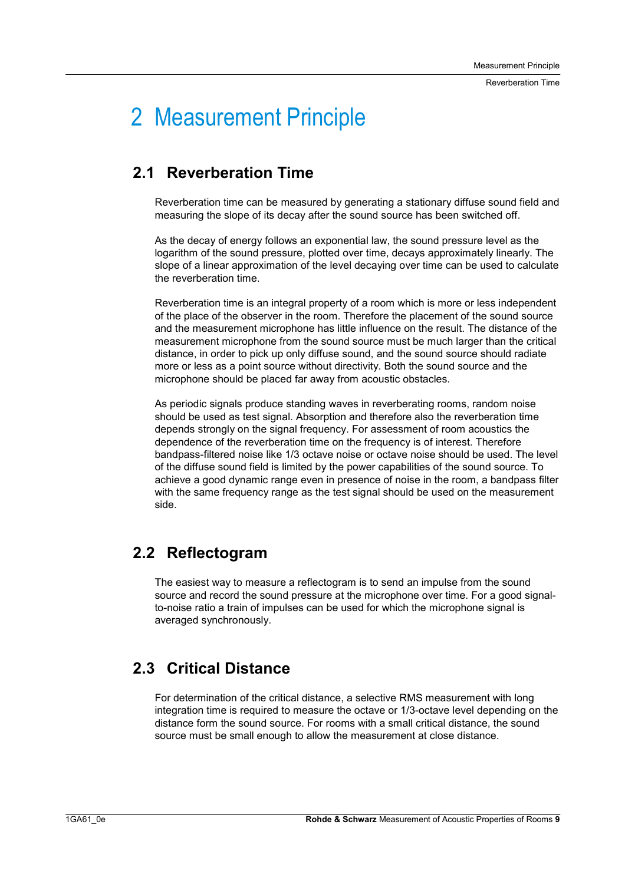# 2 Measurement Principle

## 2.1 Reverberation Time

Reverberation time can be measured by generating a stationary diffuse sound field and measuring the slope of its decay after the sound source has been switched off.

As the decay of energy follows an exponential law, the sound pressure level as the logarithm of the sound pressure, plotted over time, decays approximately linearly. The slope of a linear approximation of the level decaying over time can be used to calculate the reverberation time.

Reverberation time is an integral property of a room which is more or less independent of the place of the observer in the room. Therefore the placement of the sound source and the measurement microphone has little influence on the result. The distance of the measurement microphone from the sound source must be much larger than the critical distance, in order to pick up only diffuse sound, and the sound source should radiate more or less as a point source without directivity. Both the sound source and the microphone should be placed far away from acoustic obstacles.

As periodic signals produce standing waves in reverberating rooms, random noise should be used as test signal. Absorption and therefore also the reverberation time depends strongly on the signal frequency. For assessment of room acoustics the dependence of the reverberation time on the frequency is of interest. Therefore bandpass-filtered noise like 1/3 octave noise or octave noise should be used. The level of the diffuse sound field is limited by the power capabilities of the sound source. To achieve a good dynamic range even in presence of noise in the room, a bandpass filter with the same frequency range as the test signal should be used on the measurement side.

## 2.2 Reflectogram

The easiest way to measure a reflectogram is to send an impulse from the sound source and record the sound pressure at the microphone over time. For a good signal-to-noise ratio a train of impulses can be used for which the microphone signal is averaged synchronously.

## 2.3 Critical Distance

For determination of the critical distance, a selective RMS measurement with long integration time is required to measure the octave or 1/3-octave level depending on the distance form the sound source. For rooms with a small critical distance, the sound source must be small enough to allow the measurement at close distance.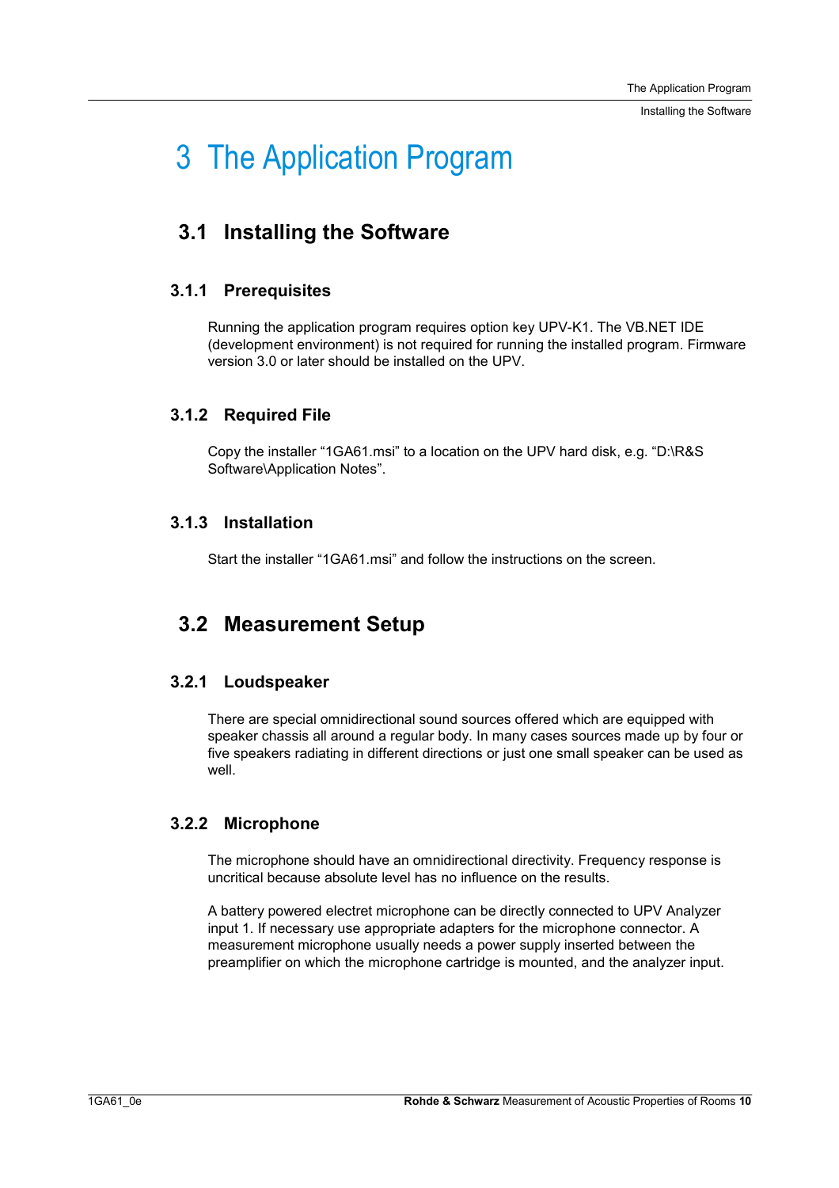# 3 The Application Program

## 3.1 Installing the Software

### 3.1.1 Prerequisites

Running the application program requires option key UPV-K1. The VB.NET IDE (development environment) is not required for running the installed program. Firmware version 3.0 or later should be installed on the UPV.

### 3.1.2 Required File

Copy the installer “1GA61.msi” to a location on the UPV hard disk, e.g. “D:\R&S Software\Application Notes”.

### 3.1.3 Installation

Start the installer “1GA61.msi” and follow the instructions on the screen.

## 3.2 Measurement Setup

### 3.2.1 Loudspeaker

There are special omnidirectional sound sources offered which are equipped with speaker chassis all around a regular body. In many cases sources made up by four or five speakers radiating in different directions or just one small speaker can be used as well.

### 3.2.2 Microphone

The microphone should have an omnidirectional directivity. Frequency response is uncritical because absolute level has no influence on the results.

A battery powered electret microphone can be directly connected to UPV Analyzer input 1. If necessary use appropriate adapters for the microphone connector. A measurement microphone usually needs a power supply inserted between the preamplifier on which the microphone cartridge is mounted, and the analyzer input.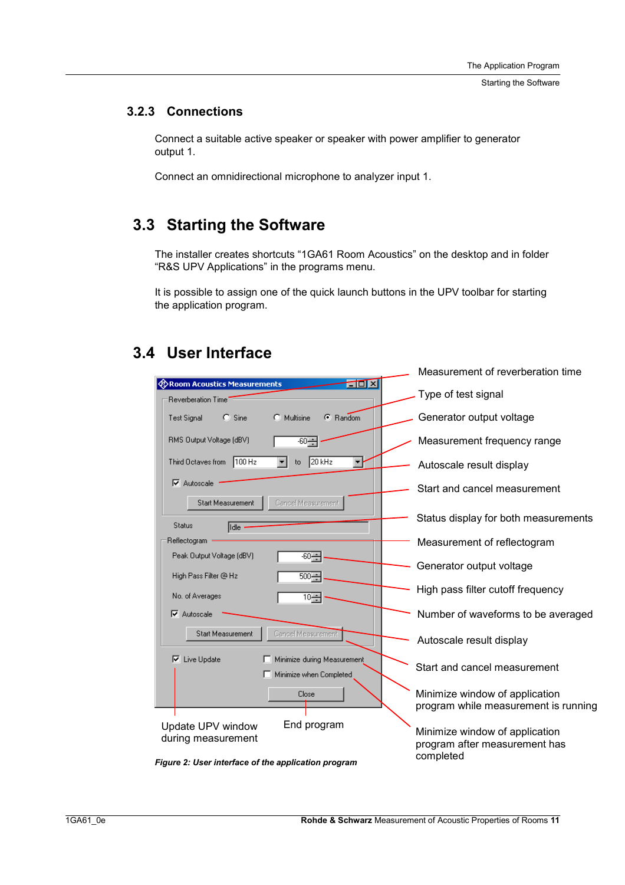### 3.2.3 Connections

Connect a suitable active speaker or speaker with power amplifier to generator output 1.

Connect an omnidirectional microphone to analyzer input 1.

## 3.3 Starting the Software

The installer creates shortcuts “1GA61 Room Acoustics” on the desktop and in folder “R&S UPV Applications” in the programs menu.

It is possible to assign one of the quick launch buttons in the UPV toolbar for starting the application program.

## 3.4 User Interface

Room Acoustics Measurements

Reverberation Time — Measurement of reverberation time

Test Signal: Sine / Multisine / Random — Type of test signal

RMS Output Voltage (dBV): -60 — Generator output voltage

Third Octaves from 100 Hz to 20 kHz — Measurement frequency range

Autoscale — Autoscale result display

Start Measurement / Cancel Measurement — Start and cancel measurement

Status: Idle — Status display for both measurements

Reflectogram — Measurement of reflectogram

Peak Output Voltage (dBV): -60 — Generator output voltage

High Pass Filter @ Hz: 500 — High pass filter cutoff frequency

No. of Averages: 10 — Number of waveforms to be averaged

Autoscale — Autoscale result display

Start Measurement / Cancel Measurement — Start and cancel measurement

Minimize during Measurement — Minimize window of application program while measurement is running

Minimize when Completed — Minimize window of application program after measurement has completed

Live Update — Update UPV window during measurement

Close — End program

*Figure 2: User interface of the application program*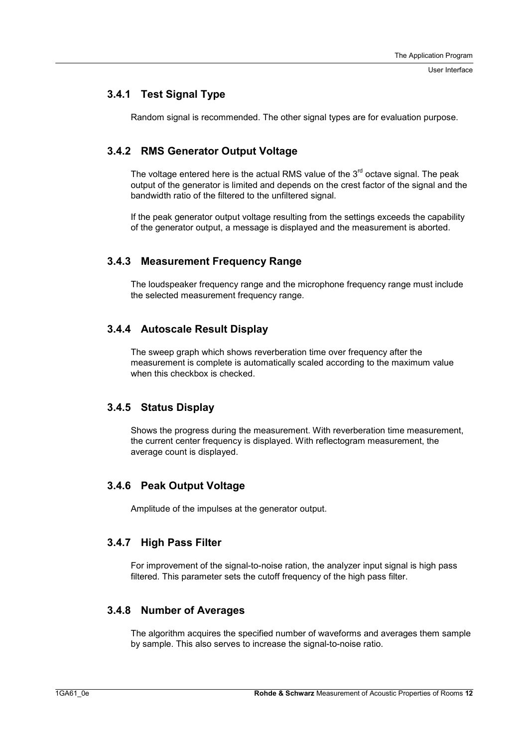### 3.4.1 Test Signal Type

Random signal is recommended. The other signal types are for evaluation purpose.

### 3.4.2 RMS Generator Output Voltage

The voltage entered here is the actual RMS value of the 3rd octave signal. The peak output of the generator is limited and depends on the crest factor of the signal and the bandwidth ratio of the filtered to the unfiltered signal.

If the peak generator output voltage resulting from the settings exceeds the capability of the generator output, a message is displayed and the measurement is aborted.

### 3.4.3 Measurement Frequency Range

The loudspeaker frequency range and the microphone frequency range must include the selected measurement frequency range.

### 3.4.4 Autoscale Result Display

The sweep graph which shows reverberation time over frequency after the measurement is complete is automatically scaled according to the maximum value when this checkbox is checked.

### 3.4.5 Status Display

Shows the progress during the measurement. With reverberation time measurement, the current center frequency is displayed. With reflectogram measurement, the average count is displayed.

### 3.4.6 Peak Output Voltage

Amplitude of the impulses at the generator output.

### 3.4.7 High Pass Filter

For improvement of the signal-to-noise ration, the analyzer input signal is high pass filtered. This parameter sets the cutoff frequency of the high pass filter.

### 3.4.8 Number of Averages

The algorithm acquires the specified number of waveforms and averages them sample by sample. This also serves to increase the signal-to-noise ratio.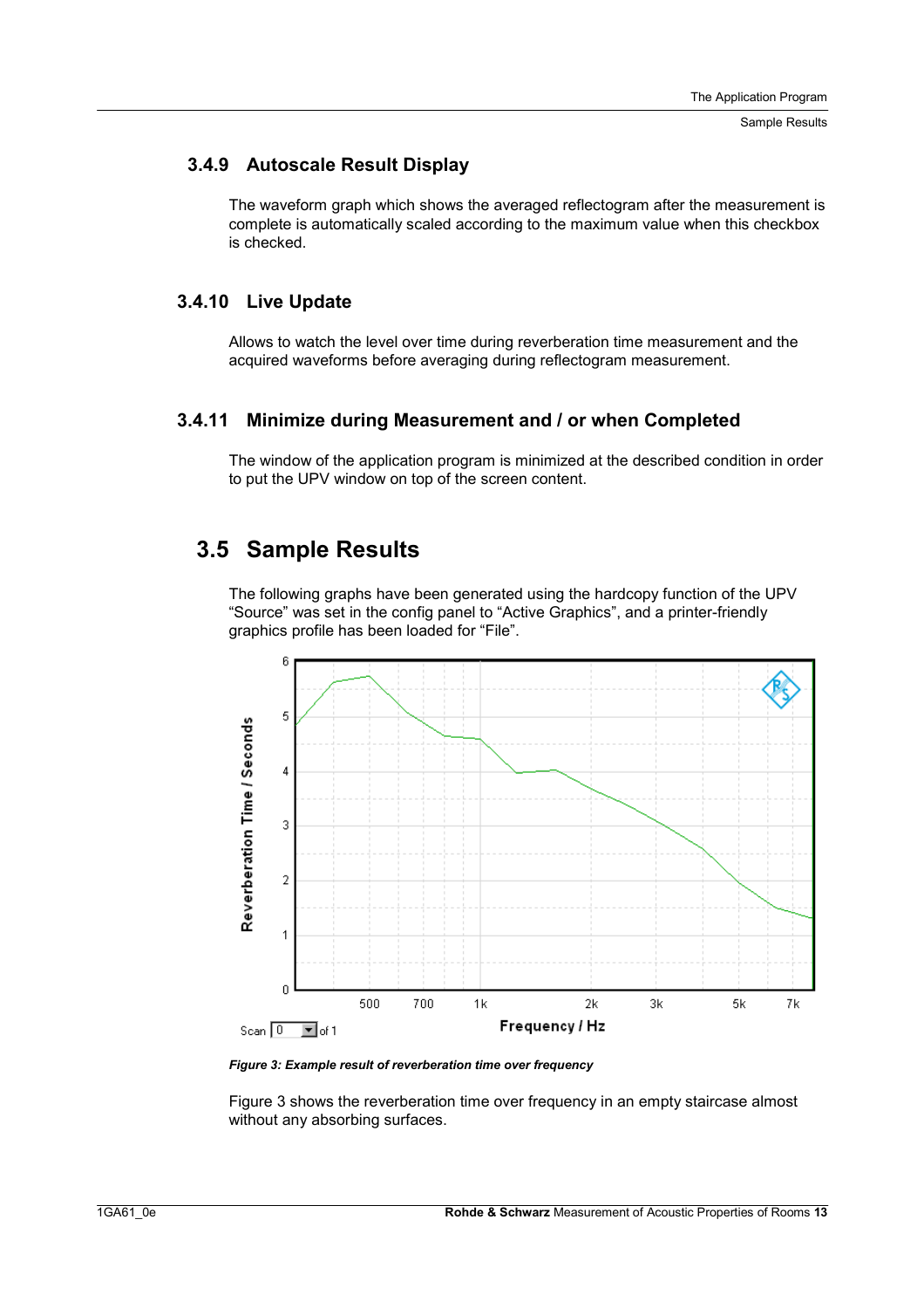### 3.4.9 Autoscale Result Display

The waveform graph which shows the averaged reflectogram after the measurement is complete is automatically scaled according to the maximum value when this checkbox is checked.

### 3.4.10 Live Update

Allows to watch the level over time during reverberation time measurement and the acquired waveforms before averaging during reflectogram measurement.

### 3.4.11 Minimize during Measurement and / or when Completed

The window of the application program is minimized at the described condition in order to put the UPV window on top of the screen content.

## 3.5 Sample Results

The following graphs have been generated using the hardcopy function of the UPV "Source" was set in the config panel to "Active Graphics", and a printer-friendly graphics profile has been loaded for "File".

*Figure 3: Example result of reverberation time over frequency*

Figure 3 shows the reverberation time over frequency in an empty staircase almost without any absorbing surfaces.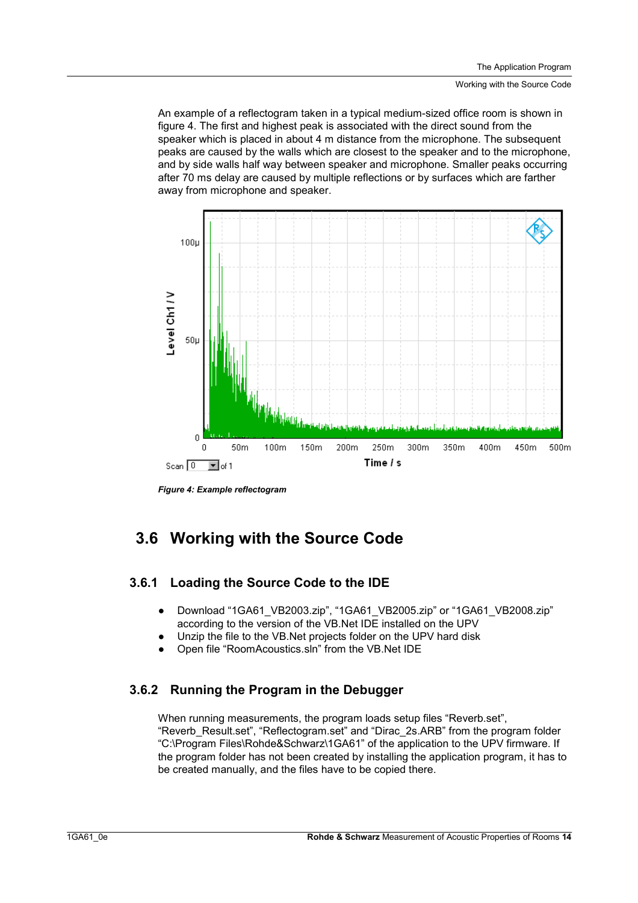An example of a reflectogram taken in a typical medium-sized office room is shown in figure 4. The first and highest peak is associated with the direct sound from the speaker which is placed in about 4 m distance from the microphone. The subsequent peaks are caused by the walls which are closest to the speaker and to the microphone, and by side walls half way between speaker and microphone. Smaller peaks occurring after 70 ms delay are caused by multiple reflections or by surfaces which are farther away from microphone and speaker.

***Figure 4: Example reflectogram***

## 3.6 Working with the Source Code

### 3.6.1 Loading the Source Code to the IDE

- Download “1GA61_VB2003.zip”, “1GA61_VB2005.zip” or “1GA61_VB2008.zip” according to the version of the VB.Net IDE installed on the UPV
- Unzip the file to the VB.Net projects folder on the UPV hard disk
- Open file “RoomAcoustics.sln” from the VB.Net IDE

### 3.6.2 Running the Program in the Debugger

When running measurements, the program loads setup files “Reverb.set”, “Reverb_Result.set”, “Reflectogram.set” and “Dirac_2s.ARB” from the program folder “C:\Program Files\Rohde&Schwarz\1GA61” of the application to the UPV firmware. If the program folder has not been created by installing the application program, it has to be created manually, and the files have to be copied there.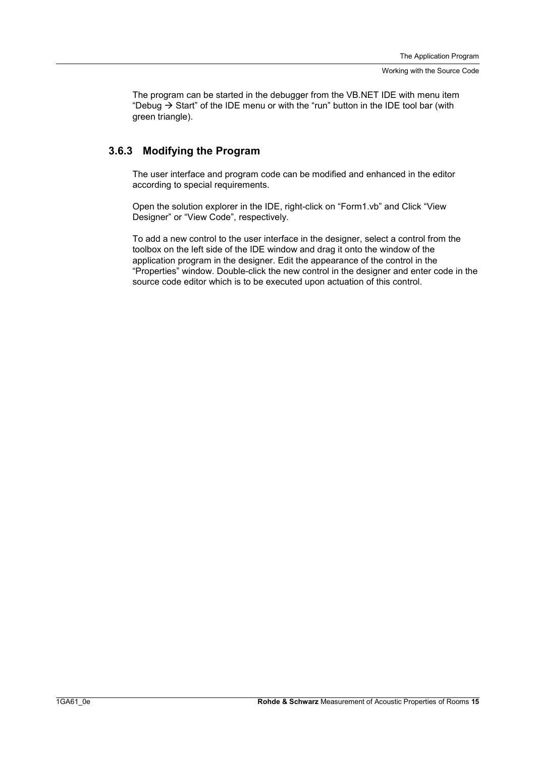The program can be started in the debugger from the VB.NET IDE with menu item "Debug → Start" of the IDE menu or with the "run" button in the IDE tool bar (with green triangle).

### 3.6.3 Modifying the Program

The user interface and program code can be modified and enhanced in the editor according to special requirements.

Open the solution explorer in the IDE, right-click on "Form1.vb" and Click "View Designer" or "View Code", respectively.

To add a new control to the user interface in the designer, select a control from the toolbox on the left side of the IDE window and drag it onto the window of the application program in the designer. Edit the appearance of the control in the "Properties" window. Double-click the new control in the designer and enter code in the source code editor which is to be executed upon actuation of this control.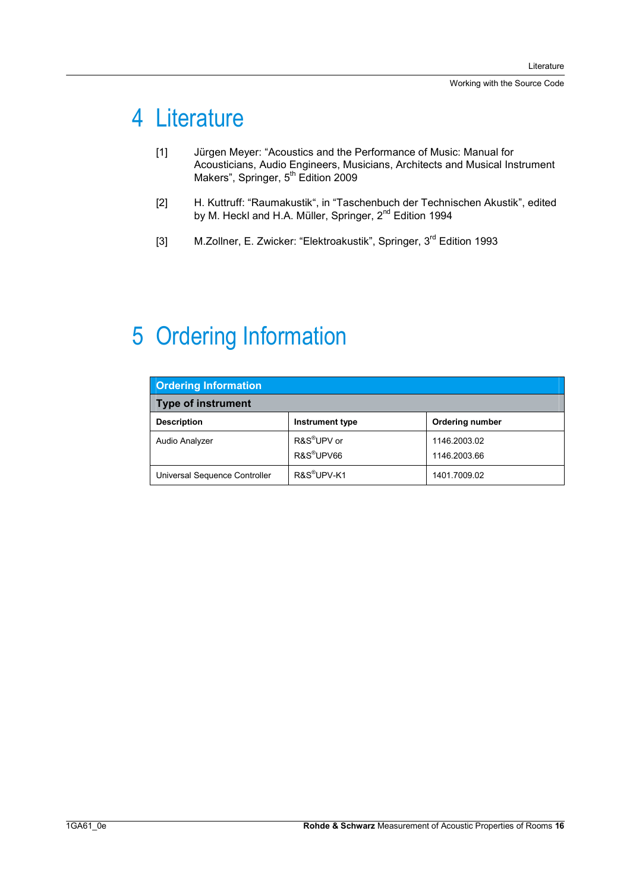# 4 Literature

[1] Jürgen Meyer: "Acoustics and the Performance of Music: Manual for Acousticians, Audio Engineers, Musicians, Architects and Musical Instrument Makers", Springer, 5th Edition 2009

[2] H. Kuttruff: "Raumakustik", in "Taschenbuch der Technischen Akustik", edited by M. Heckl and H.A. Müller, Springer, 2nd Edition 1994

[3] M.Zollner, E. Zwicker: "Elektroakustik", Springer, 3rd Edition 1993

# 5 Ordering Information

| Ordering Information | | |
|---|---|---|
| **Type of instrument** | | |
| **Description** | **Instrument type** | **Ordering number** |
| Audio Analyzer | R&S®UPV or<br>R&S®UPV66 | 1146.2003.02<br>1146.2003.66 |
| Universal Sequence Controller | R&S®UPV-K1 | 1401.7009.02 |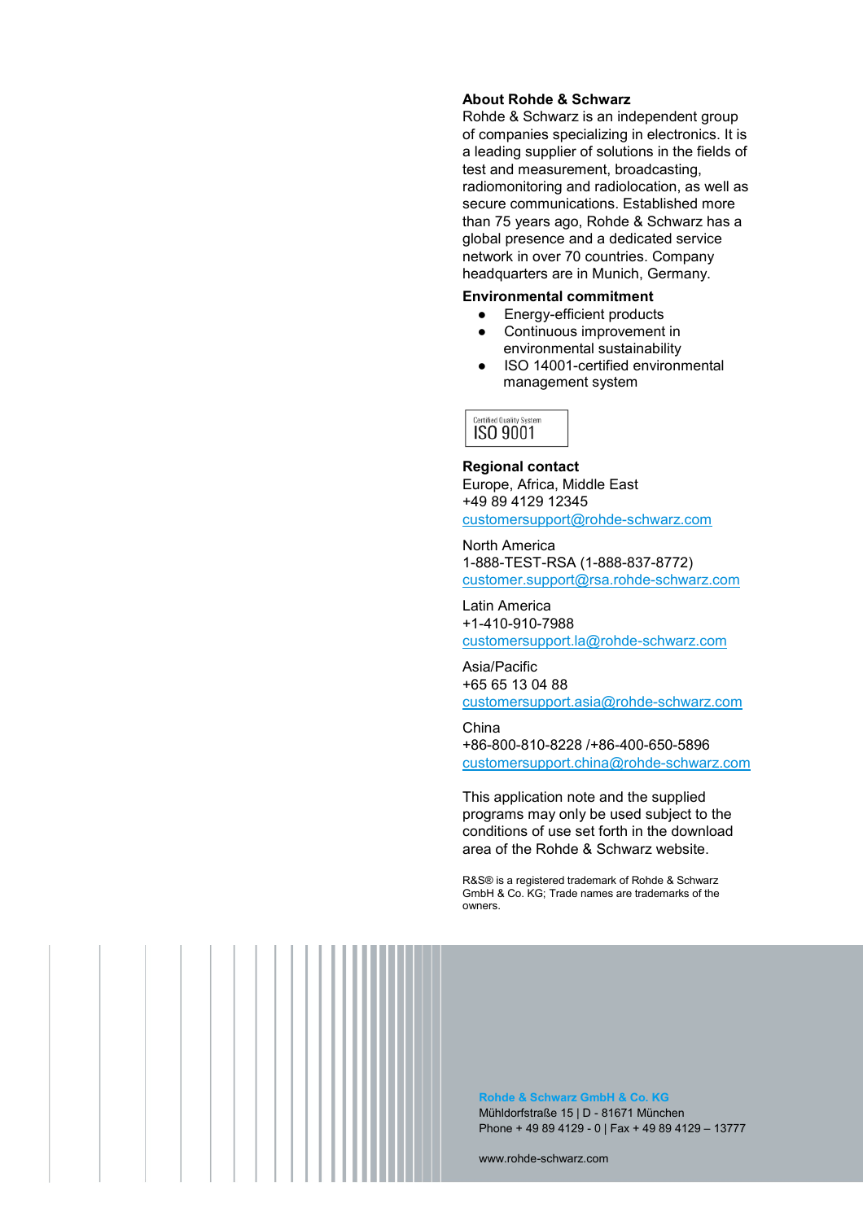**About Rohde & Schwarz**

Rohde & Schwarz is an independent group of companies specializing in electronics. It is a leading supplier of solutions in the fields of test and measurement, broadcasting, radiomonitoring and radiolocation, as well as secure communications. Established more than 75 years ago, Rohde & Schwarz has a global presence and a dedicated service network in over 70 countries. Company headquarters are in Munich, Germany.

**Environmental commitment**

- Energy-efficient products
- Continuous improvement in environmental sustainability
- ISO 14001-certified environmental management system

Certified Quality System
ISO 9001

**Regional contact**

Europe, Africa, Middle East
+49 89 4129 12345
customersupport@rohde-schwarz.com

North America
1-888-TEST-RSA (1-888-837-8772)
customer.support@rsa.rohde-schwarz.com

Latin America
+1-410-910-7988
customersupport.la@rohde-schwarz.com

Asia/Pacific
+65 65 13 04 88
customersupport.asia@rohde-schwarz.com

China
+86-800-810-8228 /+86-400-650-5896
customersupport.china@rohde-schwarz.com

This application note and the supplied programs may only be used subject to the conditions of use set forth in the download area of the Rohde & Schwarz website.

R&S® is a registered trademark of Rohde & Schwarz GmbH & Co. KG; Trade names are trademarks of the owners.

**Rohde & Schwarz GmbH & Co. KG**
Mühldorfstraße 15 | D - 81671 München
Phone + 49 89 4129 - 0 | Fax + 49 89 4129 – 13777

www.rohde-schwarz.com